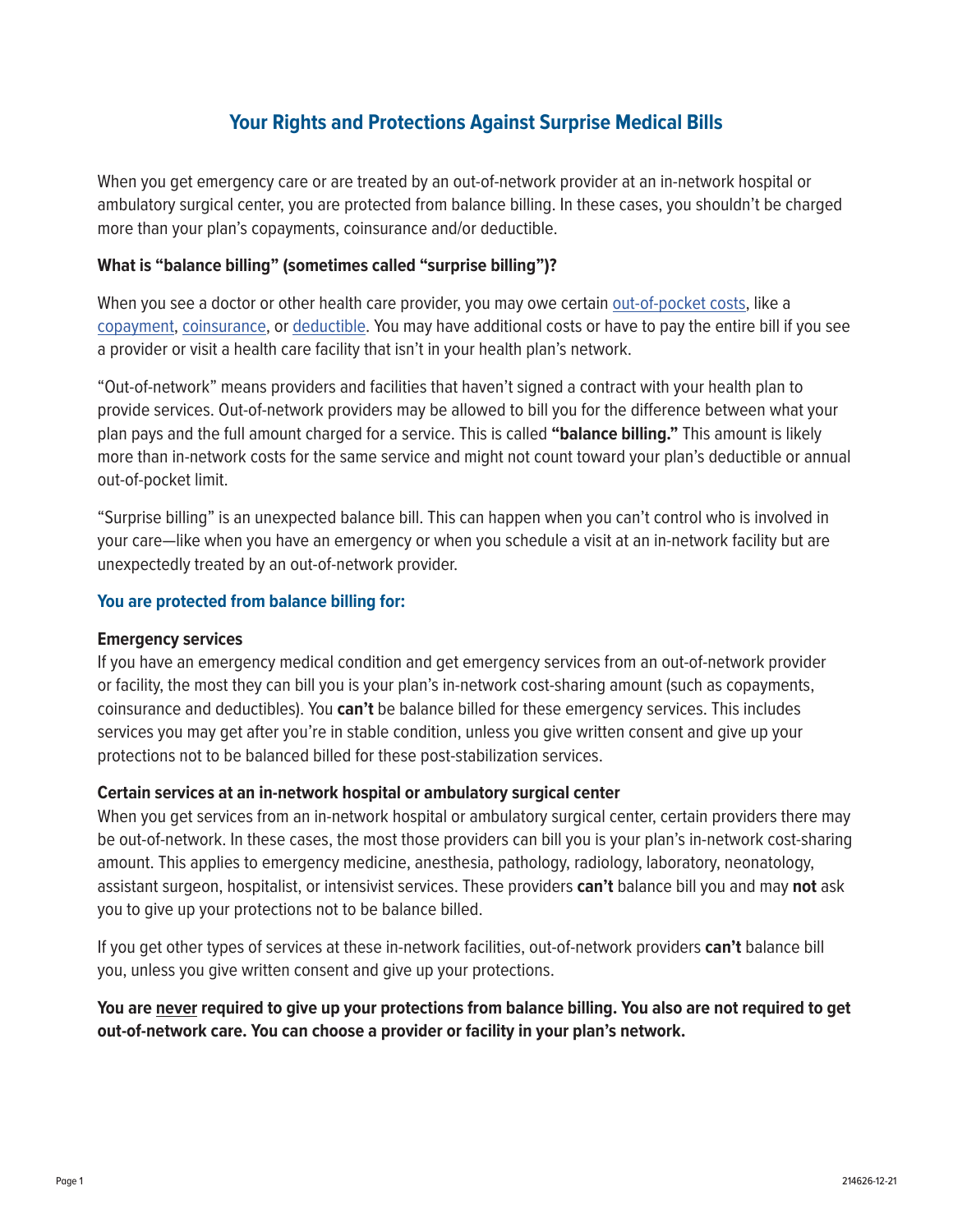# Your Rights and Protections Against Surprise Medical Bills

When you get emergency care or are treated by an out-of-network provider at an in-network hospital or ambulatory surgical center, you are protected from balance billing. In these cases, you shouldn't be charged more than your plan's copayments, coinsurance and/or deductible.

### What is "balance billing" (sometimes called "surprise billing")?

When you see a doctor or other health care provider, you may owe certain out-of-pocket costs, like a copayment, coinsurance, or deductible. You may have additional costs or have to pay the entire bill if you see a provider or visit a health care facility that isn't in your health plan's network.

"Out-of-network" means providers and facilities that haven't signed a contract with your health plan to provide services. Out-of-network providers may be allowed to bill you for the difference between what your plan pays and the full amount charged for a service. This is called **"balance billing."** This amount is likely more than in-network costs for the same service and might not count toward your plan's deductible or annual out-of-pocket limit.

"Surprise billing" is an unexpected balance bill. This can happen when you can't control who is involved in your care—like when you have an emergency or when you schedule a visit at an in-network facility but are unexpectedly treated by an out-of-network provider.

## You are protected from balance billing for:

**Emergency services**
If you have an emergency medical condition and get emergency services from an out-of-network provider or facility, the most they can bill you is your plan's in-network cost-sharing amount (such as copayments, coinsurance and deductibles). You **can't** be balance billed for these emergency services. This includes services you may get after you're in stable condition, unless you give written consent and give up your protections not to be balanced billed for these post-stabilization services.

**Certain services at an in-network hospital or ambulatory surgical center**
When you get services from an in-network hospital or ambulatory surgical center, certain providers there may be out-of-network. In these cases, the most those providers can bill you is your plan's in-network cost-sharing amount. This applies to emergency medicine, anesthesia, pathology, radiology, laboratory, neonatology, assistant surgeon, hospitalist, or intensivist services. These providers **can't** balance bill you and may **not** ask you to give up your protections not to be balance billed.

If you get other types of services at these in-network facilities, out-of-network providers **can't** balance bill you, unless you give written consent and give up your protections.

**You are never required to give up your protections from balance billing. You also are not required to get out-of-network care. You can choose a provider or facility in your plan's network.**

214626-12-21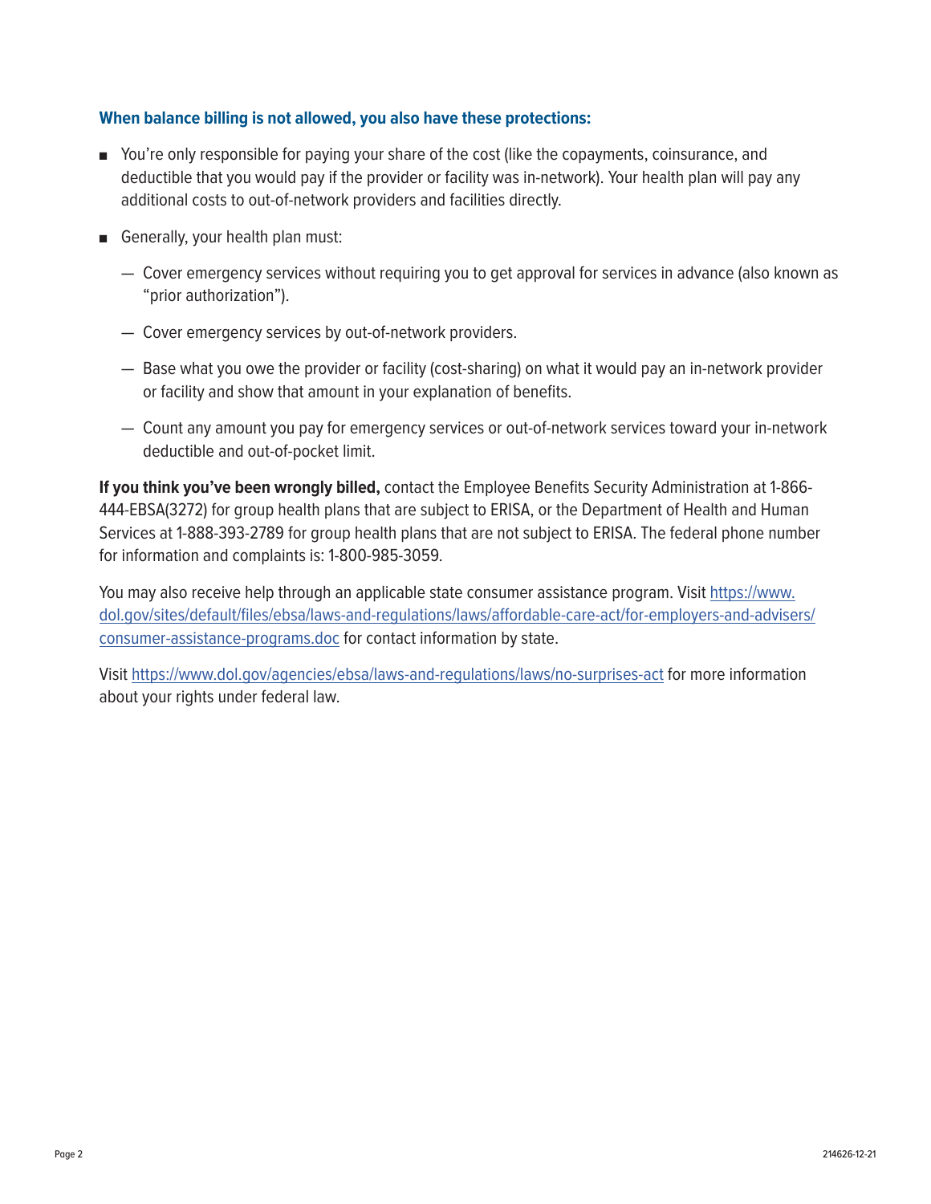**When balance billing is not allowed, you also have these protections:**

- You're only responsible for paying your share of the cost (like the copayments, coinsurance, and deductible that you would pay if the provider or facility was in-network). Your health plan will pay any additional costs to out-of-network providers and facilities directly.
- Generally, your health plan must:
  - Cover emergency services without requiring you to get approval for services in advance (also known as "prior authorization").
  - Cover emergency services by out-of-network providers.
  - Base what you owe the provider or facility (cost-sharing) on what it would pay an in-network provider or facility and show that amount in your explanation of benefits.
  - Count any amount you pay for emergency services or out-of-network services toward your in-network deductible and out-of-pocket limit.

**If you think you've been wrongly billed,** contact the Employee Benefits Security Administration at 1-866-444-EBSA(3272) for group health plans that are subject to ERISA, or the Department of Health and Human Services at 1-888-393-2789 for group health plans that are not subject to ERISA. The federal phone number for information and complaints is: 1-800-985-3059.

You may also receive help through an applicable state consumer assistance program. Visit https://www.dol.gov/sites/default/files/ebsa/laws-and-regulations/laws/affordable-care-act/for-employers-and-advisers/consumer-assistance-programs.doc for contact information by state.

Visit https://www.dol.gov/agencies/ebsa/laws-and-regulations/laws/no-surprises-act for more information about your rights under federal law.

214626-12-21